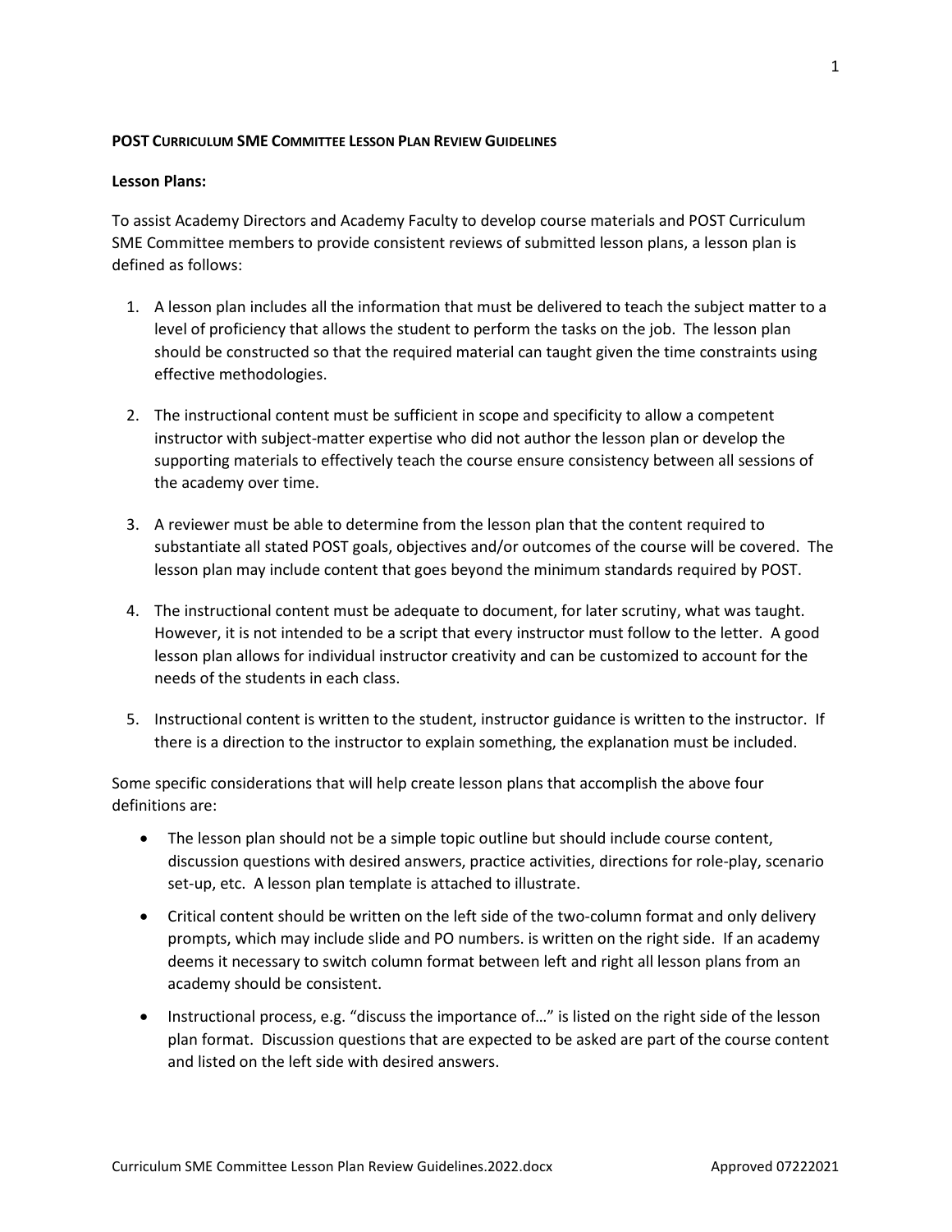**POST CURRICULUM SME COMMITTEE LESSON PLAN REVIEW GUIDELINES**

**Lesson Plans:**

To assist Academy Directors and Academy Faculty to develop course materials and POST Curriculum SME Committee members to provide consistent reviews of submitted lesson plans, a lesson plan is defined as follows:

1. A lesson plan includes all the information that must be delivered to teach the subject matter to a level of proficiency that allows the student to perform the tasks on the job. The lesson plan should be constructed so that the required material can taught given the time constraints using effective methodologies.

2. The instructional content must be sufficient in scope and specificity to allow a competent instructor with subject-matter expertise who did not author the lesson plan or develop the supporting materials to effectively teach the course ensure consistency between all sessions of the academy over time.

3. A reviewer must be able to determine from the lesson plan that the content required to substantiate all stated POST goals, objectives and/or outcomes of the course will be covered. The lesson plan may include content that goes beyond the minimum standards required by POST.

4. The instructional content must be adequate to document, for later scrutiny, what was taught. However, it is not intended to be a script that every instructor must follow to the letter. A good lesson plan allows for individual instructor creativity and can be customized to account for the needs of the students in each class.

5. Instructional content is written to the student, instructor guidance is written to the instructor. If there is a direction to the instructor to explain something, the explanation must be included.

Some specific considerations that will help create lesson plans that accomplish the above four definitions are:

- The lesson plan should not be a simple topic outline but should include course content, discussion questions with desired answers, practice activities, directions for role-play, scenario set-up, etc. A lesson plan template is attached to illustrate.
- Critical content should be written on the left side of the two-column format and only delivery prompts, which may include slide and PO numbers. is written on the right side. If an academy deems it necessary to switch column format between left and right all lesson plans from an academy should be consistent.
- Instructional process, e.g. "discuss the importance of…" is listed on the right side of the lesson plan format. Discussion questions that are expected to be asked are part of the course content and listed on the left side with desired answers.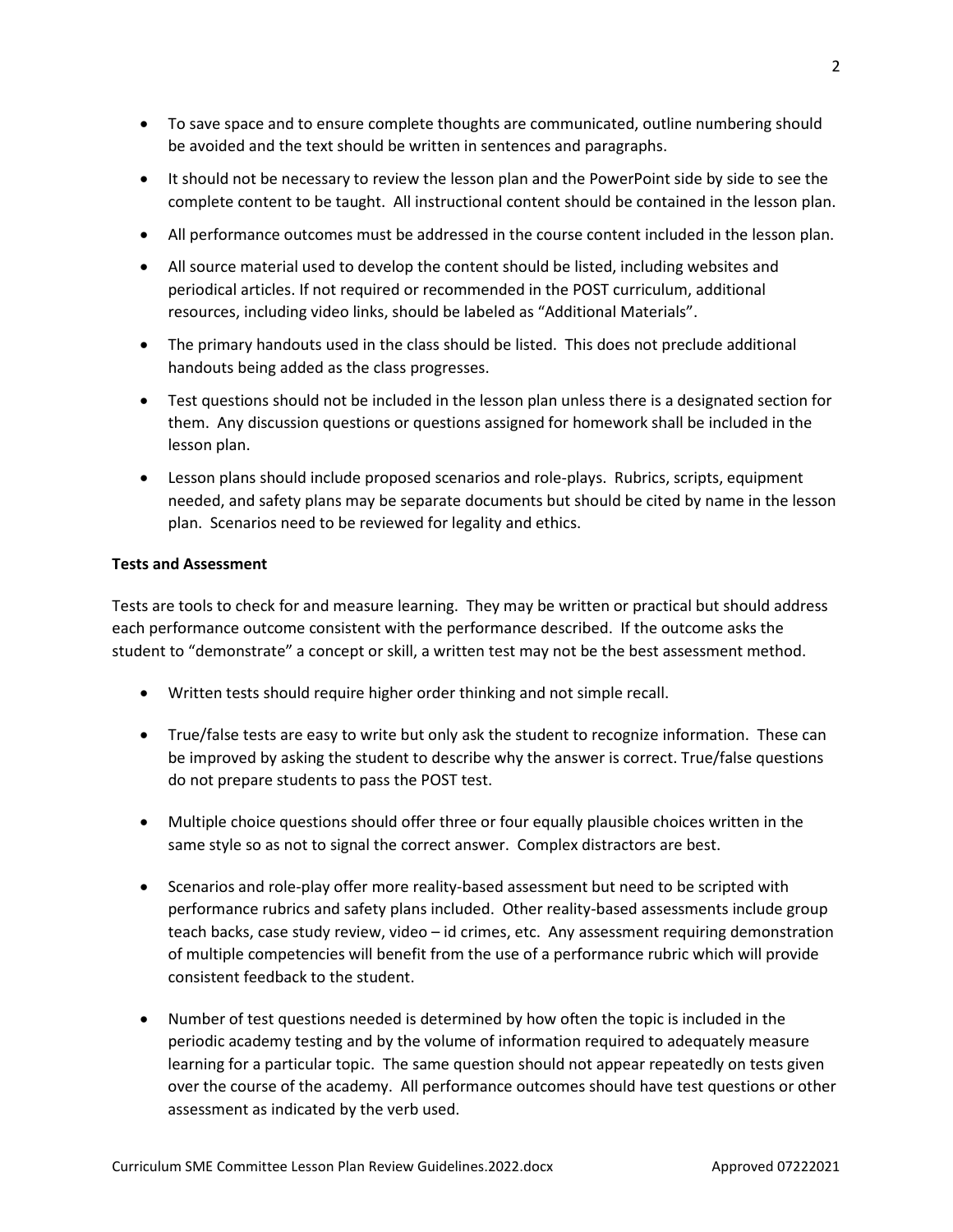- To save space and to ensure complete thoughts are communicated, outline numbering should be avoided and the text should be written in sentences and paragraphs.
- It should not be necessary to review the lesson plan and the PowerPoint side by side to see the complete content to be taught. All instructional content should be contained in the lesson plan.
- All performance outcomes must be addressed in the course content included in the lesson plan.
- All source material used to develop the content should be listed, including websites and periodical articles. If not required or recommended in the POST curriculum, additional resources, including video links, should be labeled as "Additional Materials".
- The primary handouts used in the class should be listed. This does not preclude additional handouts being added as the class progresses.
- Test questions should not be included in the lesson plan unless there is a designated section for them. Any discussion questions or questions assigned for homework shall be included in the lesson plan.
- Lesson plans should include proposed scenarios and role-plays. Rubrics, scripts, equipment needed, and safety plans may be separate documents but should be cited by name in the lesson plan. Scenarios need to be reviewed for legality and ethics.

**Tests and Assessment**

Tests are tools to check for and measure learning. They may be written or practical but should address each performance outcome consistent with the performance described. If the outcome asks the student to "demonstrate" a concept or skill, a written test may not be the best assessment method.

- Written tests should require higher order thinking and not simple recall.
- True/false tests are easy to write but only ask the student to recognize information. These can be improved by asking the student to describe why the answer is correct. True/false questions do not prepare students to pass the POST test.
- Multiple choice questions should offer three or four equally plausible choices written in the same style so as not to signal the correct answer. Complex distractors are best.
- Scenarios and role-play offer more reality-based assessment but need to be scripted with performance rubrics and safety plans included. Other reality-based assessments include group teach backs, case study review, video – id crimes, etc. Any assessment requiring demonstration of multiple competencies will benefit from the use of a performance rubric which will provide consistent feedback to the student.
- Number of test questions needed is determined by how often the topic is included in the periodic academy testing and by the volume of information required to adequately measure learning for a particular topic. The same question should not appear repeatedly on tests given over the course of the academy. All performance outcomes should have test questions or other assessment as indicated by the verb used.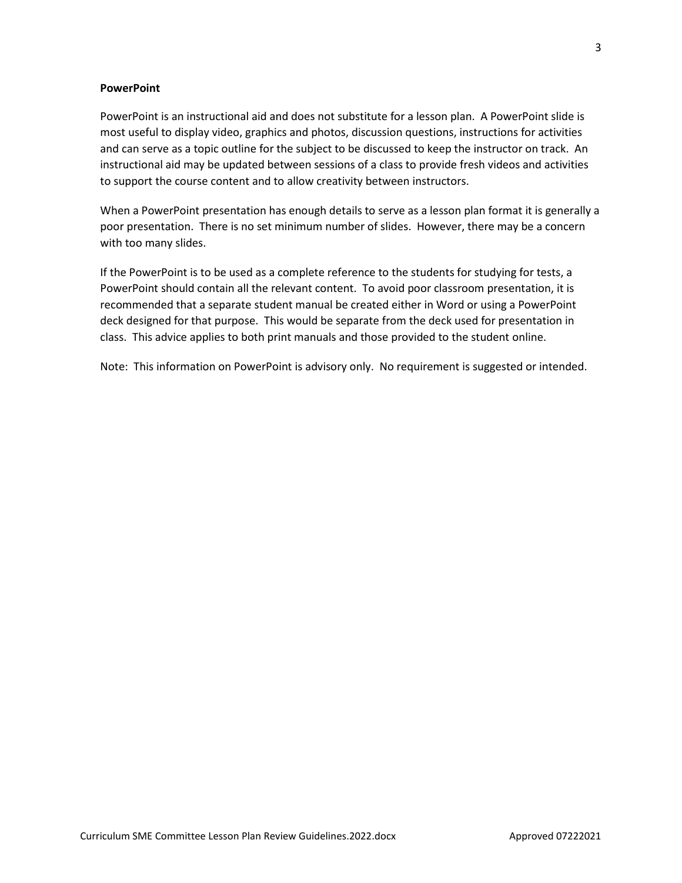**PowerPoint**

PowerPoint is an instructional aid and does not substitute for a lesson plan. A PowerPoint slide is most useful to display video, graphics and photos, discussion questions, instructions for activities and can serve as a topic outline for the subject to be discussed to keep the instructor on track. An instructional aid may be updated between sessions of a class to provide fresh videos and activities to support the course content and to allow creativity between instructors.

When a PowerPoint presentation has enough details to serve as a lesson plan format it is generally a poor presentation. There is no set minimum number of slides. However, there may be a concern with too many slides.

If the PowerPoint is to be used as a complete reference to the students for studying for tests, a PowerPoint should contain all the relevant content. To avoid poor classroom presentation, it is recommended that a separate student manual be created either in Word or using a PowerPoint deck designed for that purpose. This would be separate from the deck used for presentation in class. This advice applies to both print manuals and those provided to the student online.

Note: This information on PowerPoint is advisory only. No requirement is suggested or intended.